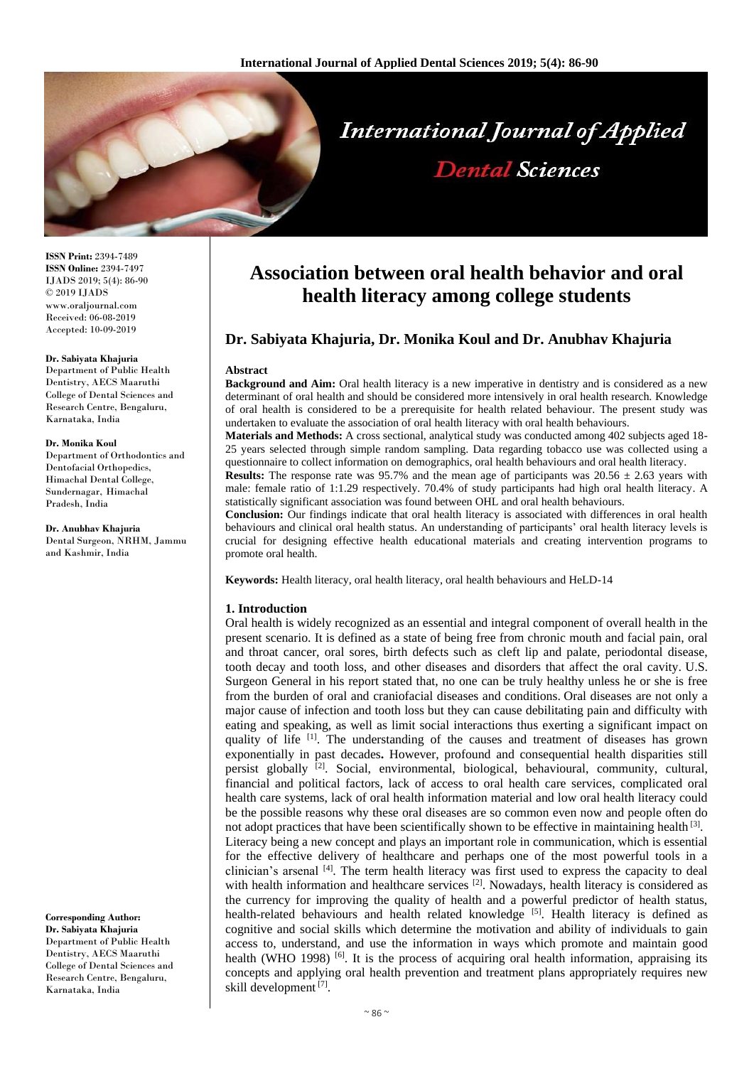ISSN Print: 2394-7489
ISSN Online: 2394-7497
IJADS 2019; 5(4): 86-90
© 2019 IJADS
www.oraljournal.com
Received: 06-08-2019
Accepted: 10-09-2019

**Dr. Sabiyata Khajuria**
Department of Public Health Dentistry, AECS Maaruthi College of Dental Sciences and Research Centre, Bengaluru, Karnataka, India

**Dr. Monika Koul**
Department of Orthodontics and Dentofacial Orthopedics, Himachal Dental College, Sundernagar, Himachal Pradesh, India

**Dr. Anubhav Khajuria**
Dental Surgeon, NRHM, Jammu and Kashmir, India

**Corresponding Author:**
**Dr. Sabiyata Khajuria**
Department of Public Health Dentistry, AECS Maaruthi College of Dental Sciences and Research Centre, Bengaluru, Karnataka, India

# Association between oral health behavior and oral health literacy among college students

## Dr. Sabiyata Khajuria, Dr. Monika Koul and Dr. Anubhav Khajuria

### Abstract

**Background and Aim:** Oral health literacy is a new imperative in dentistry and is considered as a new determinant of oral health and should be considered more intensively in oral health research. Knowledge of oral health is considered to be a prerequisite for health related behaviour. The present study was undertaken to evaluate the association of oral health literacy with oral health behaviours.

**Materials and Methods:** A cross sectional, analytical study was conducted among 402 subjects aged 18-25 years selected through simple random sampling. Data regarding tobacco use was collected using a questionnaire to collect information on demographics, oral health behaviours and oral health literacy.

**Results:** The response rate was 95.7% and the mean age of participants was $20.56 \pm 2.63$ years with male: female ratio of 1:1.29 respectively. 70.4% of study participants had high oral health literacy. A statistically significant association was found between OHL and oral health behaviours.

**Conclusion:** Our findings indicate that oral health literacy is associated with differences in oral health behaviours and clinical oral health status. An understanding of participants' oral health literacy levels is crucial for designing effective health educational materials and creating intervention programs to promote oral health.

**Keywords:** Health literacy, oral health literacy, oral health behaviours and HeLD-14

### 1. Introduction

Oral health is widely recognized as an essential and integral component of overall health in the present scenario. It is defined as a state of being free from chronic mouth and facial pain, oral and throat cancer, oral sores, birth defects such as cleft lip and palate, periodontal disease, tooth decay and tooth loss, and other diseases and disorders that affect the oral cavity. U.S. Surgeon General in his report stated that, no one can be truly healthy unless he or she is free from the burden of oral and craniofacial diseases and conditions. Oral diseases are not only a major cause of infection and tooth loss but they can cause debilitating pain and difficulty with eating and speaking, as well as limit social interactions thus exerting a significant impact on quality of life [1]. The understanding of the causes and treatment of diseases has grown exponentially in past decades**.** However, profound and consequential health disparities still persist globally [2]. Social, environmental, biological, behavioural, community, cultural, financial and political factors, lack of access to oral health care services, complicated oral health care systems, lack of oral health information material and low oral health literacy could be the possible reasons why these oral diseases are so common even now and people often do not adopt practices that have been scientifically shown to be effective in maintaining health [3].

Literacy being a new concept and plays an important role in communication, which is essential for the effective delivery of healthcare and perhaps one of the most powerful tools in a clinician's arsenal [4]. The term health literacy was first used to express the capacity to deal with health information and healthcare services [2]. Nowadays, health literacy is considered as the currency for improving the quality of health and a powerful predictor of health status, health-related behaviours and health related knowledge [5]. Health literacy is defined as cognitive and social skills which determine the motivation and ability of individuals to gain access to, understand, and use the information in ways which promote and maintain good health (WHO 1998) [6]. It is the process of acquiring oral health information, appraising its concepts and applying oral health prevention and treatment plans appropriately requires new skill development [7].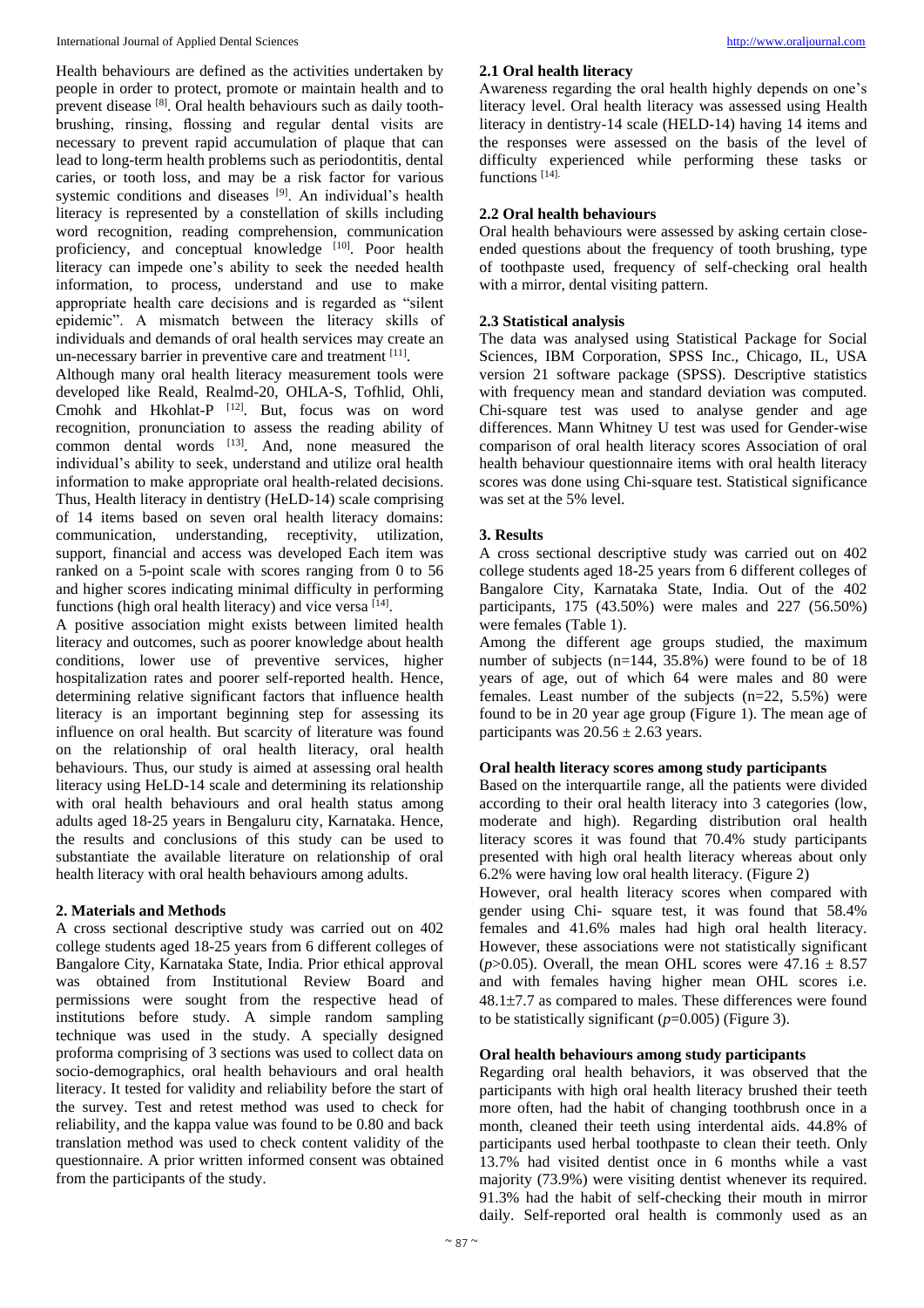Health behaviours are defined as the activities undertaken by people in order to protect, promote or maintain health and to prevent disease [8]. Oral health behaviours such as daily tooth-brushing, rinsing, flossing and regular dental visits are necessary to prevent rapid accumulation of plaque that can lead to long-term health problems such as periodontitis, dental caries, or tooth loss, and may be a risk factor for various systemic conditions and diseases [9]. An individual's health literacy is represented by a constellation of skills including word recognition, reading comprehension, communication proficiency, and conceptual knowledge [10]. Poor health literacy can impede one's ability to seek the needed health information, to process, understand and use to make appropriate health care decisions and is regarded as "silent epidemic". A mismatch between the literacy skills of individuals and demands of oral health services may create an un-necessary barrier in preventive care and treatment [11].

Although many oral health literacy measurement tools were developed like Reald, Realmd-20, OHLA-S, Tofhlid, Ohli, Cmohk and Hkohlat-P [12]. But, focus was on word recognition, pronunciation to assess the reading ability of common dental words [13]. And, none measured the individual's ability to seek, understand and utilize oral health information to make appropriate oral health-related decisions. Thus, Health literacy in dentistry (HeLD-14) scale comprising of 14 items based on seven oral health literacy domains: communication, understanding, receptivity, utilization, support, financial and access was developed Each item was ranked on a 5-point scale with scores ranging from 0 to 56 and higher scores indicating minimal difficulty in performing functions (high oral health literacy) and vice versa [14].

A positive association might exists between limited health literacy and outcomes, such as poorer knowledge about health conditions, lower use of preventive services, higher hospitalization rates and poorer self-reported health. Hence, determining relative significant factors that influence health literacy is an important beginning step for assessing its influence on oral health. But scarcity of literature was found on the relationship of oral health literacy, oral health behaviours. Thus, our study is aimed at assessing oral health literacy using HeLD-14 scale and determining its relationship with oral health behaviours and oral health status among adults aged 18-25 years in Bengaluru city, Karnataka. Hence, the results and conclusions of this study can be used to substantiate the available literature on relationship of oral health literacy with oral health behaviours among adults.

## 2. Materials and Methods

A cross sectional descriptive study was carried out on 402 college students aged 18-25 years from 6 different colleges of Bangalore City, Karnataka State, India. Prior ethical approval was obtained from Institutional Review Board and permissions were sought from the respective head of institutions before study. A simple random sampling technique was used in the study. A specially designed proforma comprising of 3 sections was used to collect data on socio-demographics, oral health behaviours and oral health literacy. It tested for validity and reliability before the start of the survey. Test and retest method was used to check for reliability, and the kappa value was found to be 0.80 and back translation method was used to check content validity of the questionnaire. A prior written informed consent was obtained from the participants of the study.

### 2.1 Oral health literacy

Awareness regarding the oral health highly depends on one's literacy level. Oral health literacy was assessed using Health literacy in dentistry-14 scale (HELD-14) having 14 items and the responses were assessed on the basis of the level of difficulty experienced while performing these tasks or functions [14].

### 2.2 Oral health behaviours

Oral health behaviours were assessed by asking certain close-ended questions about the frequency of tooth brushing, type of toothpaste used, frequency of self-checking oral health with a mirror, dental visiting pattern.

### 2.3 Statistical analysis

The data was analysed using Statistical Package for Social Sciences, IBM Corporation, SPSS Inc., Chicago, IL, USA version 21 software package (SPSS). Descriptive statistics with frequency mean and standard deviation was computed. Chi-square test was used to analyse gender and age differences. Mann Whitney U test was used for Gender-wise comparison of oral health literacy scores Association of oral health behaviour questionnaire items with oral health literacy scores was done using Chi-square test. Statistical significance was set at the 5% level.

## 3. Results

A cross sectional descriptive study was carried out on 402 college students aged 18-25 years from 6 different colleges of Bangalore City, Karnataka State, India. Out of the 402 participants, 175 (43.50%) were males and 227 (56.50%) were females (Table 1).

Among the different age groups studied, the maximum number of subjects (n=144, 35.8%) were found to be of 18 years of age, out of which 64 were males and 80 were females. Least number of the subjects (n=22, 5.5%) were found to be in 20 year age group (Figure 1). The mean age of participants was $20.56 \pm 2.63$ years.

### Oral health literacy scores among study participants

Based on the interquartile range, all the patients were divided according to their oral health literacy into 3 categories (low, moderate and high). Regarding distribution oral health literacy scores it was found that 70.4% study participants presented with high oral health literacy whereas about only 6.2% were having low oral health literacy. (Figure 2)

However, oral health literacy scores when compared with gender using Chi- square test, it was found that 58.4% females and 41.6% males had high oral health literacy. However, these associations were not statistically significant ($p>0.05$). Overall, the mean OHL scores were $47.16 \pm 8.57$ and with females having higher mean OHL scores i.e. $48.1 \pm 7.7$ as compared to males. These differences were found to be statistically significant ($p=0.005$) (Figure 3).

### Oral health behaviours among study participants

Regarding oral health behaviors, it was observed that the participants with high oral health literacy brushed their teeth more often, had the habit of changing toothbrush once in a month, cleaned their teeth using interdental aids. 44.8% of participants used herbal toothpaste to clean their teeth. Only 13.7% had visited dentist once in 6 months while a vast majority (73.9%) were visiting dentist whenever its required. 91.3% had the habit of self-checking their mouth in mirror daily. Self-reported oral health is commonly used as an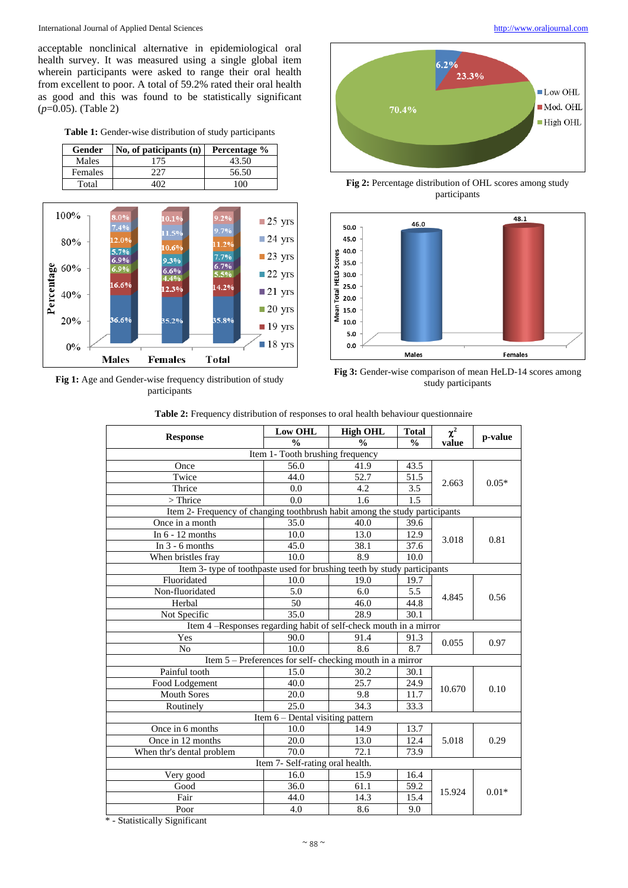acceptable nonclinical alternative in epidemiological oral health survey. It was measured using a single global item wherein participants were asked to range their oral health from excellent to poor. A total of 59.2% rated their oral health as good and this was found to be statistically significant ($p$=0.05). (Table 2)

**Table 1:** Gender-wise distribution of study participants

| Gender | No, of paticipants (n) | Percentage % |
|---|---|---|
| Males | 175 | 43.50 |
| Females | 227 | 56.50 |
| Total | 402 | 100 |

**Fig 1:** Age and Gender-wise frequency distribution of study participants

**Fig 2:** Percentage distribution of OHL scores among study participants

**Fig 3:** Gender-wise comparison of mean HeLD-14 scores among study participants

**Table 2:** Frequency distribution of responses to oral health behaviour questionnaire

| Response | Low OHL % | High OHL % | Total % | $\chi^2$ value | p-value |
|---|---|---|---|---|---|
| Item 1- Tooth brushing frequency | | | | | |
| Once | 56.0 | 41.9 | 43.5 | 2.663 | 0.05* |
| Twice | 44.0 | 52.7 | 51.5 | | |
| Thrice | 0.0 | 4.2 | 3.5 | | |
| > Thrice | 0.0 | 1.6 | 1.5 | | |
| Item 2- Frequency of changing toothbrush habit among the study participants | | | | | |
| Once in a month | 35.0 | 40.0 | 39.6 | 3.018 | 0.81 |
| In 6 - 12 months | 10.0 | 13.0 | 12.9 | | |
| In 3 - 6 months | 45.0 | 38.1 | 37.6 | | |
| When bristles fray | 10.0 | 8.9 | 10.0 | | |
| Item 3- type of toothpaste used for brushing teeth by study participants | | | | | |
| Fluoridated | 10.0 | 19.0 | 19.7 | 4.845 | 0.56 |
| Non-fluoridated | 5.0 | 6.0 | 5.5 | | |
| Herbal | 50 | 46.0 | 44.8 | | |
| Not Specific | 35.0 | 28.9 | 30.1 | | |
| Item 4 –Responses regarding habit of self-check mouth in a mirror | | | | | |
| Yes | 90.0 | 91.4 | 91.3 | 0.055 | 0.97 |
| No | 10.0 | 8.6 | 8.7 | | |
| Item 5 – Preferences for self- checking mouth in a mirror | | | | | |
| Painful tooth | 15.0 | 30.2 | 30.1 | 10.670 | 0.10 |
| Food Lodgement | 40.0 | 25.7 | 24.9 | | |
| Mouth Sores | 20.0 | 9.8 | 11.7 | | |
| Routinely | 25.0 | 34.3 | 33.3 | | |
| Item 6 – Dental visiting pattern | | | | | |
| Once in 6 months | 10.0 | 14.9 | 13.7 | 5.018 | 0.29 |
| Once in 12 months | 20.0 | 13.0 | 12.4 | | |
| When thr's dental problem | 70.0 | 72.1 | 73.9 | | |
| Item 7- Self-rating oral health. | | | | | |
| Very good | 16.0 | 15.9 | 16.4 | 15.924 | 0.01* |
| Good | 36.0 | 61.1 | 59.2 | | |
| Fair | 44.0 | 14.3 | 15.4 | | |
| Poor | 4.0 | 8.6 | 9.0 | | |

* - Statistically Significant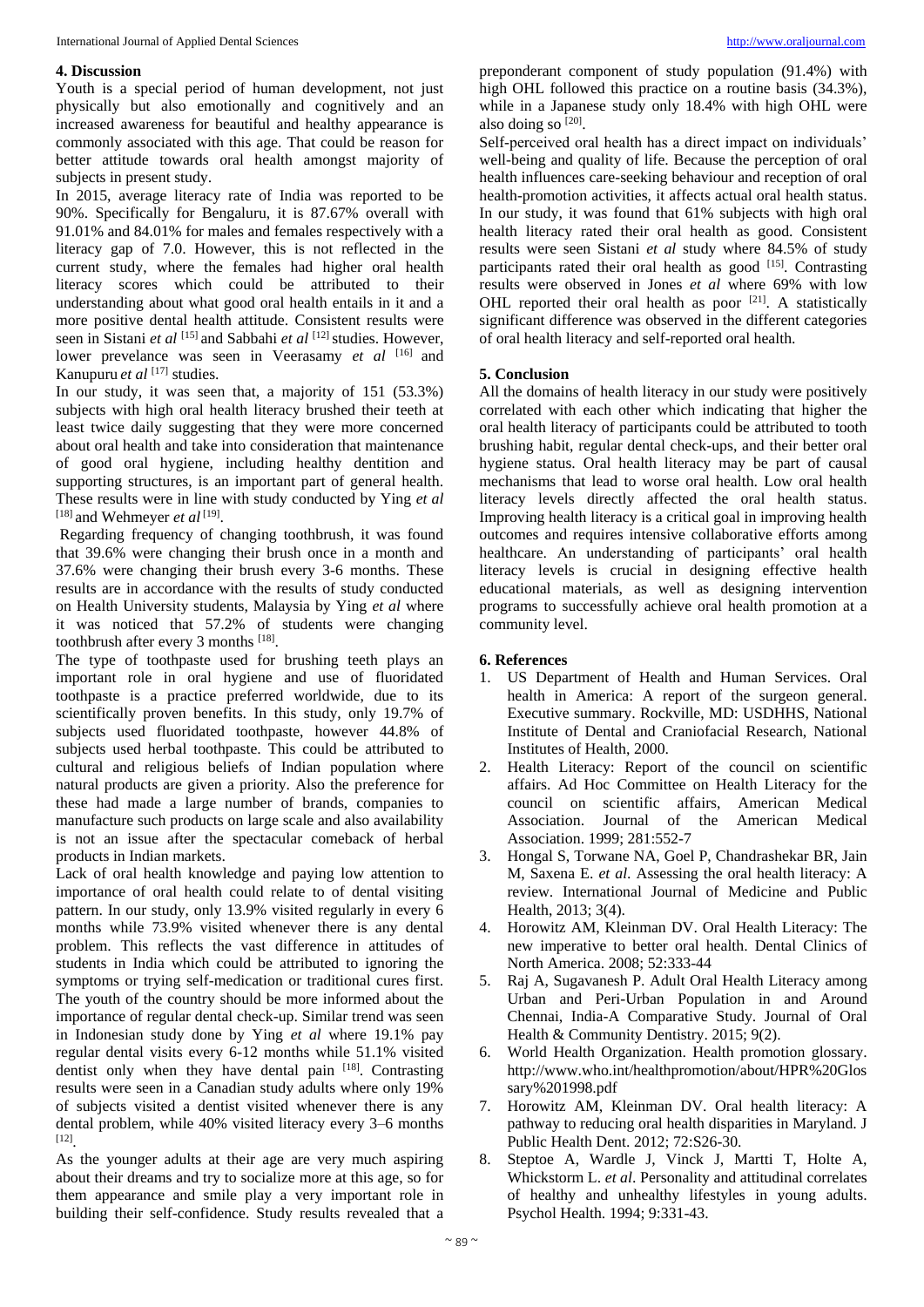## 4. Discussion

Youth is a special period of human development, not just physically but also emotionally and cognitively and an increased awareness for beautiful and healthy appearance is commonly associated with this age. That could be reason for better attitude towards oral health amongst majority of subjects in present study.

In 2015, average literacy rate of India was reported to be 90%. Specifically for Bengaluru, it is 87.67% overall with 91.01% and 84.01% for males and females respectively with a literacy gap of 7.0. However, this is not reflected in the current study, where the females had higher oral health literacy scores which could be attributed to their understanding about what good oral health entails in it and a more positive dental health attitude. Consistent results were seen in Sistani *et al* [15] and Sabbahi *et al* [12] studies. However, lower prevelance was seen in Veerasamy *et al* [16] and Kanupuru *et al* [17] studies.

In our study, it was seen that, a majority of 151 (53.3%) subjects with high oral health literacy brushed their teeth at least twice daily suggesting that they were more concerned about oral health and take into consideration that maintenance of good oral hygiene, including healthy dentition and supporting structures, is an important part of general health. These results were in line with study conducted by Ying *et al* [18] and Wehmeyer *et al* [19].

Regarding frequency of changing toothbrush, it was found that 39.6% were changing their brush once in a month and 37.6% were changing their brush every 3-6 months. These results are in accordance with the results of study conducted on Health University students, Malaysia by Ying *et al* where it was noticed that 57.2% of students were changing toothbrush after every 3 months [18].

The type of toothpaste used for brushing teeth plays an important role in oral hygiene and use of fluoridated toothpaste is a practice preferred worldwide, due to its scientifically proven benefits. In this study, only 19.7% of subjects used fluoridated toothpaste, however 44.8% of subjects used herbal toothpaste. This could be attributed to cultural and religious beliefs of Indian population where natural products are given a priority. Also the preference for these had made a large number of brands, companies to manufacture such products on large scale and also availability is not an issue after the spectacular comeback of herbal products in Indian markets.

Lack of oral health knowledge and paying low attention to importance of oral health could relate to of dental visiting pattern. In our study, only 13.9% visited regularly in every 6 months while 73.9% visited whenever there is any dental problem. This reflects the vast difference in attitudes of students in India which could be attributed to ignoring the symptoms or trying self-medication or traditional cures first. The youth of the country should be more informed about the importance of regular dental check-up. Similar trend was seen in Indonesian study done by Ying *et al* where 19.1% pay regular dental visits every 6-12 months while 51.1% visited dentist only when they have dental pain [18]. Contrasting results were seen in a Canadian study adults where only 19% of subjects visited a dentist visited whenever there is any dental problem, while 40% visited literacy every 3–6 months [12].

As the younger adults at their age are very much aspiring about their dreams and try to socialize more at this age, so for them appearance and smile play a very important role in building their self-confidence. Study results revealed that a preponderant component of study population (91.4%) with high OHL followed this practice on a routine basis (34.3%), while in a Japanese study only 18.4% with high OHL were also doing so [20].

Self-perceived oral health has a direct impact on individuals' well-being and quality of life. Because the perception of oral health influences care-seeking behaviour and reception of oral health-promotion activities, it affects actual oral health status. In our study, it was found that 61% subjects with high oral health literacy rated their oral health as good. Consistent results were seen Sistani *et al* study where 84.5% of study participants rated their oral health as good [15]. Contrasting results were observed in Jones *et al* where 69% with low OHL reported their oral health as poor [21]. A statistically significant difference was observed in the different categories of oral health literacy and self-reported oral health.

## 5. Conclusion

All the domains of health literacy in our study were positively correlated with each other which indicating that higher the oral health literacy of participants could be attributed to tooth brushing habit, regular dental check-ups, and their better oral hygiene status. Oral health literacy may be part of causal mechanisms that lead to worse oral health. Low oral health literacy levels directly affected the oral health status. Improving health literacy is a critical goal in improving health outcomes and requires intensive collaborative efforts among healthcare. An understanding of participants' oral health literacy levels is crucial in designing effective health educational materials, as well as designing intervention programs to successfully achieve oral health promotion at a community level.

## 6. References

1. US Department of Health and Human Services. Oral health in America: A report of the surgeon general. Executive summary. Rockville, MD: USDHHS, National Institute of Dental and Craniofacial Research, National Institutes of Health, 2000.
2. Health Literacy: Report of the council on scientific affairs. Ad Hoc Committee on Health Literacy for the council on scientific affairs, American Medical Association. Journal of the American Medical Association. 1999; 281:552-7
3. Hongal S, Torwane NA, Goel P, Chandrashekar BR, Jain M, Saxena E. *et al*. Assessing the oral health literacy: A review. International Journal of Medicine and Public Health, 2013; 3(4).
4. Horowitz AM, Kleinman DV. Oral Health Literacy: The new imperative to better oral health. Dental Clinics of North America. 2008; 52:333-44
5. Raj A, Sugavanesh P. Adult Oral Health Literacy among Urban and Peri-Urban Population in and Around Chennai, India-A Comparative Study. Journal of Oral Health & Community Dentistry. 2015; 9(2).
6. World Health Organization. Health promotion glossary. http://www.who.int/healthpromotion/about/HPR%20Glossary%201998.pdf
7. Horowitz AM, Kleinman DV. Oral health literacy: A pathway to reducing oral health disparities in Maryland. J Public Health Dent. 2012; 72:S26-30.
8. Steptoe A, Wardle J, Vinck J, Martti T, Holte A, Whickstorm L. *et al*. Personality and attitudinal correlates of healthy and unhealthy lifestyles in young adults. Psychol Health. 1994; 9:331-43.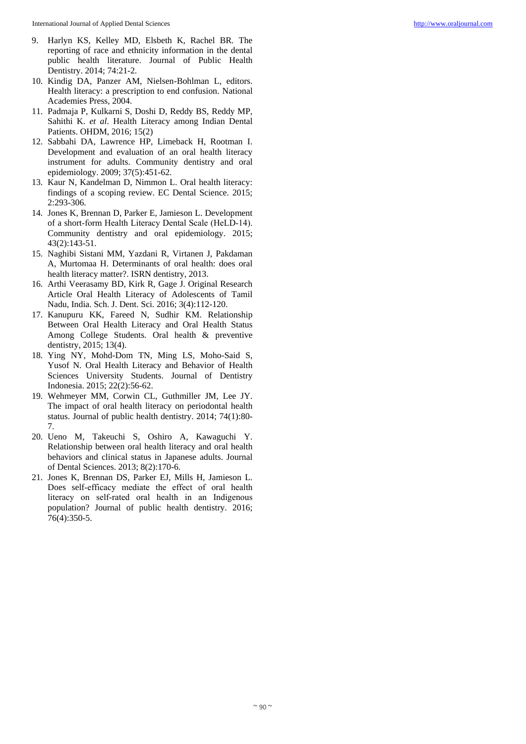9. Harlyn KS, Kelley MD, Elsbeth K, Rachel BR. The reporting of race and ethnicity information in the dental public health literature. Journal of Public Health Dentistry. 2014; 74:21-2.
10. Kindig DA, Panzer AM, Nielsen-Bohlman L, editors. Health literacy: a prescription to end confusion. National Academies Press, 2004.
11. Padmaja P, Kulkarni S, Doshi D, Reddy BS, Reddy MP, Sahithi K. *et al*. Health Literacy among Indian Dental Patients. OHDM, 2016; 15(2)
12. Sabbahi DA, Lawrence HP, Limeback H, Rootman I. Development and evaluation of an oral health literacy instrument for adults. Community dentistry and oral epidemiology. 2009; 37(5):451-62.
13. Kaur N, Kandelman D, Nimmon L. Oral health literacy: findings of a scoping review. EC Dental Science. 2015; 2:293-306.
14. Jones K, Brennan D, Parker E, Jamieson L. Development of a short-form Health Literacy Dental Scale (HeLD-14). Community dentistry and oral epidemiology. 2015; 43(2):143-51.
15. Naghibi Sistani MM, Yazdani R, Virtanen J, Pakdaman A, Murtomaa H. Determinants of oral health: does oral health literacy matter?. ISRN dentistry, 2013.
16. Arthi Veerasamy BD, Kirk R, Gage J. Original Research Article Oral Health Literacy of Adolescents of Tamil Nadu, India. Sch. J. Dent. Sci. 2016; 3(4):112-120.
17. Kanupuru KK, Fareed N, Sudhir KM. Relationship Between Oral Health Literacy and Oral Health Status Among College Students. Oral health & preventive dentistry, 2015; 13(4).
18. Ying NY, Mohd-Dom TN, Ming LS, Moho-Said S, Yusof N. Oral Health Literacy and Behavior of Health Sciences University Students. Journal of Dentistry Indonesia. 2015; 22(2):56-62.
19. Wehmeyer MM, Corwin CL, Guthmiller JM, Lee JY. The impact of oral health literacy on periodontal health status. Journal of public health dentistry. 2014; 74(1):80-7.
20. Ueno M, Takeuchi S, Oshiro A, Kawaguchi Y. Relationship between oral health literacy and oral health behaviors and clinical status in Japanese adults. Journal of Dental Sciences. 2013; 8(2):170-6.
21. Jones K, Brennan DS, Parker EJ, Mills H, Jamieson L. Does self-efficacy mediate the effect of oral health literacy on self-rated oral health in an Indigenous population? Journal of public health dentistry. 2016; 76(4):350-5.